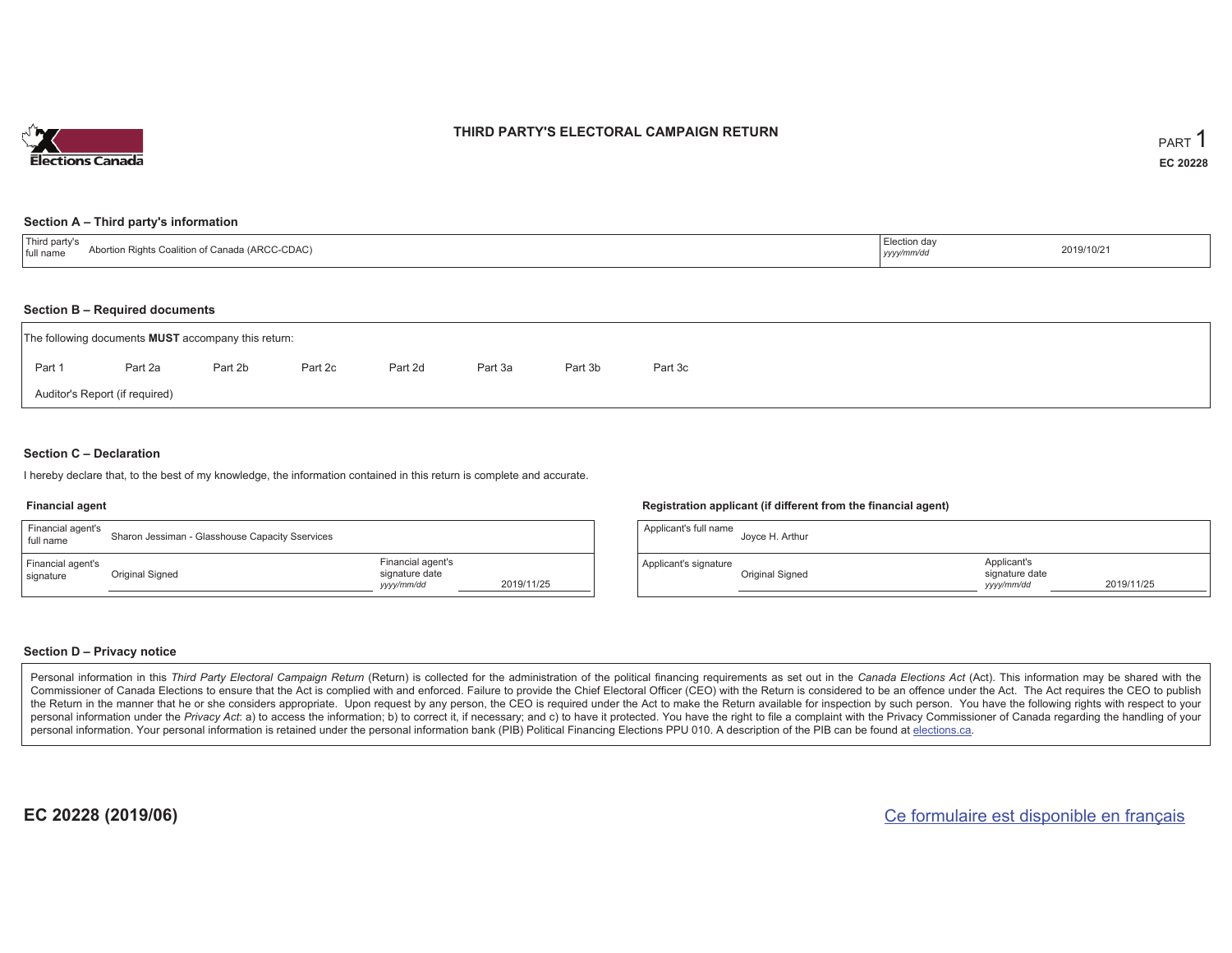# THIRD PARTY'S ELECTORAL CAMPAIGN RETURN

PART 1

EC 20228

## Section A – Third party's information

| Third party's full name | Abortion Rights Coalition of Canada (ARCC-CDAC) | Election day *yyyy/mm/dd* | 2019/10/21 |
|---|---|---|---|

## Section B – Required documents

The following documents **MUST** accompany this return:

Part 1 &nbsp;&nbsp; Part 2a &nbsp;&nbsp; Part 2b &nbsp;&nbsp; Part 2c &nbsp;&nbsp; Part 2d &nbsp;&nbsp; Part 3a &nbsp;&nbsp; Part 3b &nbsp;&nbsp; Part 3c

Auditor's Report (if required)

## Section C – Declaration

I hereby declare that, to the best of my knowledge, the information contained in this return is complete and accurate.

### Financial agent

| Financial agent's full name | Sharon Jessiman - Glasshouse Capacity Sservices | | |
|---|---|---|---|
| Financial agent's signature | Original Signed | Financial agent's signature date *yyyy/mm/dd* | 2019/11/25 |

### Registration applicant (if different from the financial agent)

| Applicant's full name | Joyce H. Arthur | | |
|---|---|---|---|
| Applicant's signature | Original Signed | Applicant's signature date *yyyy/mm/dd* | 2019/11/25 |

## Section D – Privacy notice

Personal information in this *Third Party Electoral Campaign Return* (Return) is collected for the administration of the political financing requirements as set out in the *Canada Elections Act* (Act). This information may be shared with the Commissioner of Canada Elections to ensure that the Act is complied with and enforced. Failure to provide the Chief Electoral Officer (CEO) with the Return is considered to be an offence under the Act. The Act requires the CEO to publish the Return in the manner that he or she considers appropriate. Upon request by any person, the CEO is required under the Act to make the Return available for inspection by such person. You have the following rights with respect to your personal information under the *Privacy Act*: a) to access the information; b) to correct it, if necessary; and c) to have it protected. You have the right to file a complaint with the Privacy Commissioner of Canada regarding the handling of your personal information. Your personal information is retained under the personal information bank (PIB) Political Financing Elections PPU 010. A description of the PIB can be found at elections.ca.

EC 20228 (2019/06)

Ce formulaire est disponible en français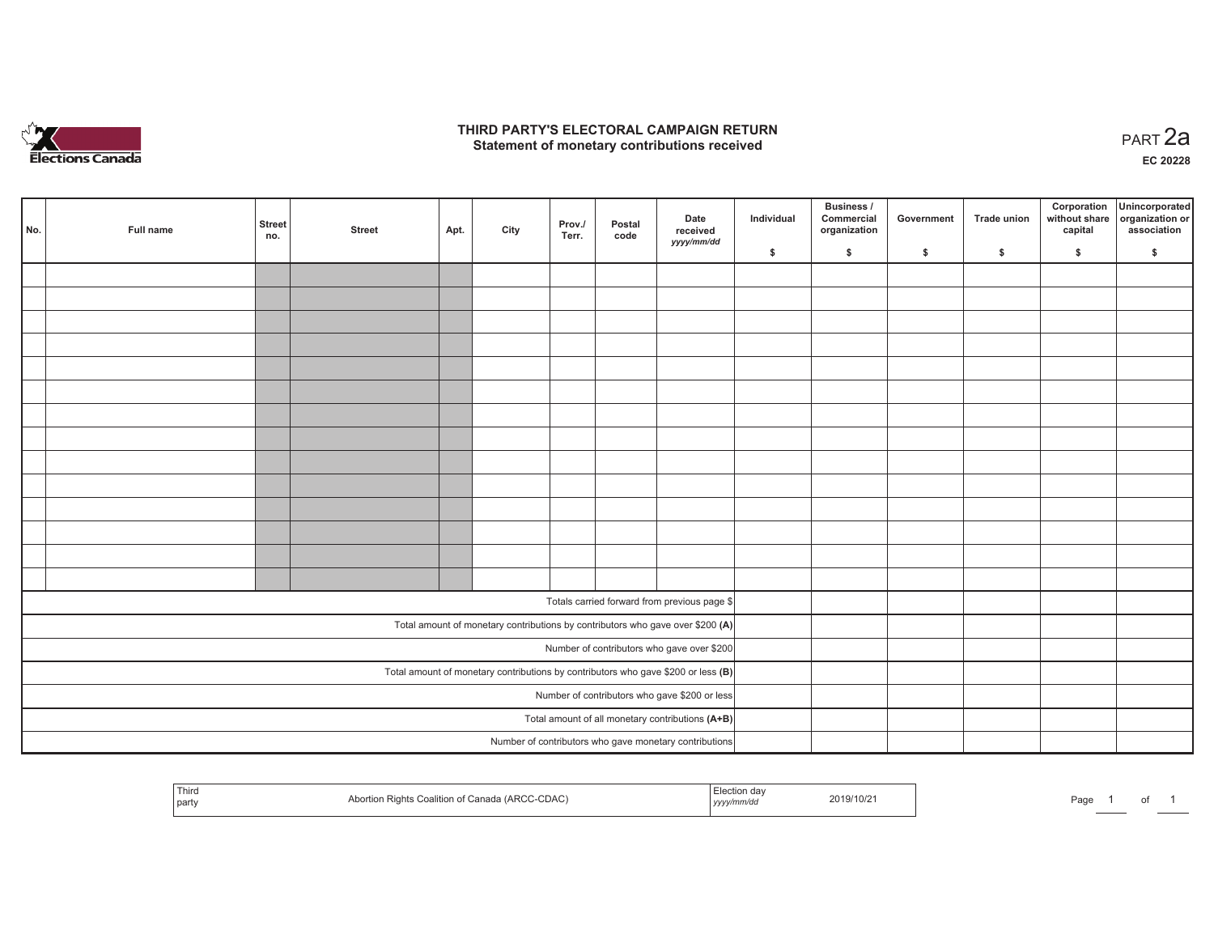# THIRD PARTY'S ELECTORAL CAMPAIGN RETURN
## Statement of monetary contributions received

PART 2a

EC 20228

| No. | Full name | Street no. | Street | Apt. | City | Prov./ Terr. | Postal code | Date received yyyy/mm/dd | Individual $ | Business / Commercial organization $ | Government $ | Trade union $ | Corporation without share capital $ | Unincorporated organization or association $ |
|---|---|---|---|---|---|---|---|---|---|---|---|---|---|---|
| | | | | | | | | | | | | | | |
| | | | | | | | | | | | | | | |
| | | | | | | | | | | | | | | |
| | | | | | | | | | | | | | | |
| | | | | | | | | | | | | | | |
| | | | | | | | | | | | | | | |
| | | | | | | | | | | | | | | |
| | | | | | | | | | | | | | | |
| | | | | | | | | | | | | | | |
| | | | | | | | | | | | | | | |
| | | | | | | | | | | | | | | |
| | | | | | | | | | | | | | | |
| | | | | | | | | | | | | | | |
| | | | | | | | | | | | | | | |
| Totals carried forward from previous page $ | | | | | | | | | | | | | | |
| Total amount of monetary contributions by contributors who gave over $200 **(A)** | | | | | | | | | | | | | | |
| Number of contributors who gave over $200 | | | | | | | | | | | | | | |
| Total amount of monetary contributions by contributors who gave $200 or less **(B)** | | | | | | | | | | | | | | |
| Number of contributors who gave $200 or less | | | | | | | | | | | | | | |
| Total amount of all monetary contributions **(A+B)** | | | | | | | | | | | | | | |
| Number of contributors who gave monetary contributions | | | | | | | | | | | | | | |

| Third party | Abortion Rights Coalition of Canada (ARCC-CDAC) | Election day yyyy/mm/dd | 2019/10/21 |
|---|---|---|---|

Page 1 of 1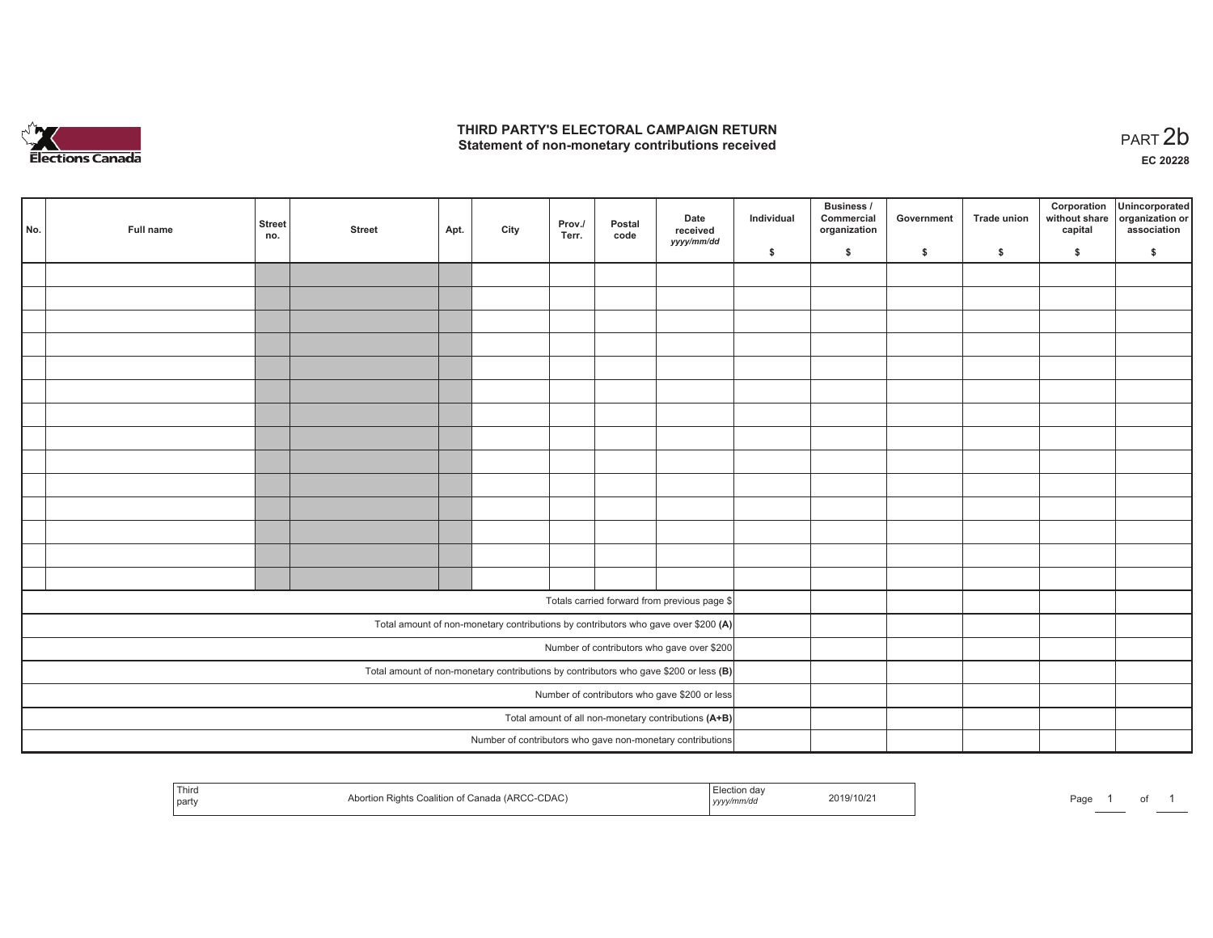# THIRD PARTY'S ELECTORAL CAMPAIGN RETURN
## Statement of non-monetary contributions received

PART 2b

EC 20228

| No. | Full name | Street no. | Street | Apt. | City | Prov./ Terr. | Postal code | Date received yyyy/mm/dd | Individual $ | Business / Commercial organization $ | Government $ | Trade union $ | Corporation without share capital $ | Unincorporated organization or association $ |
|---|---|---|---|---|---|---|---|---|---|---|---|---|---|---|
| | | | | | | | | | | | | | | |
| | | | | | | | | | | | | | | |
| | | | | | | | | | | | | | | |
| | | | | | | | | | | | | | | |
| | | | | | | | | | | | | | | |
| | | | | | | | | | | | | | | |
| | | | | | | | | | | | | | | |
| | | | | | | | | | | | | | | |
| | | | | | | | | | | | | | | |
| | | | | | | | | | | | | | | |
| | | | | | | | | | | | | | | |
| | | | | | | | | | | | | | | |
| | | | | | | | | | | | | | | |
| | | | | | | | | | | | | | | |
| Totals carried forward from previous page $ | | | | | | | | | | | | | | |
| Total amount of non-monetary contributions by contributors who gave over $200 **(A)** | | | | | | | | | | | | | | |
| Number of contributors who gave over $200 | | | | | | | | | | | | | | |
| Total amount of non-monetary contributions by contributors who gave $200 or less **(B)** | | | | | | | | | | | | | | |
| Number of contributors who gave $200 or less | | | | | | | | | | | | | | |
| Total amount of all non-monetary contributions **(A+B)** | | | | | | | | | | | | | | |
| Number of contributors who gave non-monetary contributions | | | | | | | | | | | | | | |

| Third party | Abortion Rights Coalition of Canada (ARCC-CDAC) | Election day yyyy/mm/dd | 2019/10/21 |
|---|---|---|---|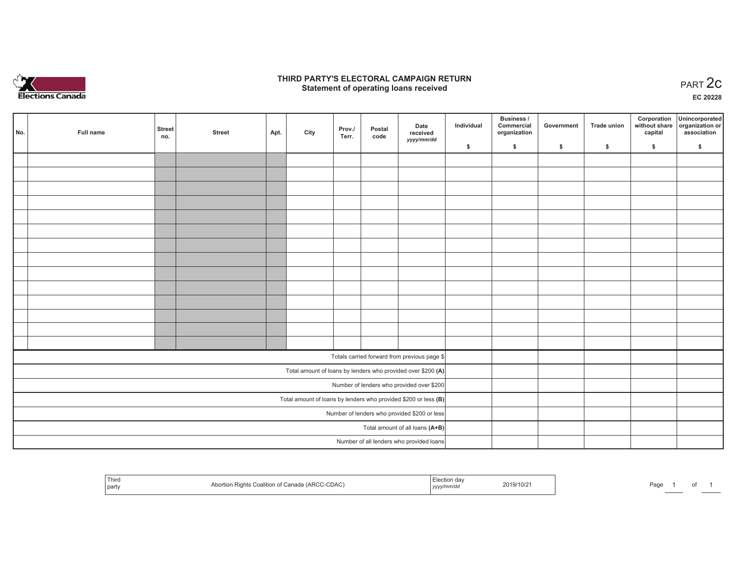# THIRD PARTY'S ELECTORAL CAMPAIGN RETURN
## Statement of operating loans received

PART 2c

EC 20228

| No. | Full name | Street no. | Street | Apt. | City | Prov./ Terr. | Postal code | Date received yyyy/mm/dd | Individual $ | Business / Commercial organization $ | Government $ | Trade union $ | Corporation without share capital $ | Unincorporated organization or association $ |
|---|---|---|---|---|---|---|---|---|---|---|---|---|---|---|
| | | | | | | | | | | | | | | |
| | | | | | | | | | | | | | | |
| | | | | | | | | | | | | | | |
| | | | | | | | | | | | | | | |
| | | | | | | | | | | | | | | |
| | | | | | | | | | | | | | | |
| | | | | | | | | | | | | | | |
| | | | | | | | | | | | | | | |
| | | | | | | | | | | | | | | |
| | | | | | | | | | | | | | | |
| | | | | | | | | | | | | | | |
| | | | | | | | | | | | | | | |
| | | | | | | | | | | | | | | |
| | | | | | | | | | | | | | | |
| Totals carried forward from previous page $ | | | | | | | | | | | | | | |
| Total amount of loans by lenders who provided over $200 **(A)** | | | | | | | | | | | | | | |
| Number of lenders who provided over $200 | | | | | | | | | | | | | | |
| Total amount of loans by lenders who provided $200 or less **(B)** | | | | | | | | | | | | | | |
| Number of lenders who provided $200 or less | | | | | | | | | | | | | | |
| Total amount of all loans **(A+B)** | | | | | | | | | | | | | | |
| Number of all lenders who provided loans | | | | | | | | | | | | | | |

| Third party | Abortion Rights Coalition of Canada (ARCC-CDAC) | Election day yyyy/mm/dd | 2019/10/21 |
|---|---|---|---|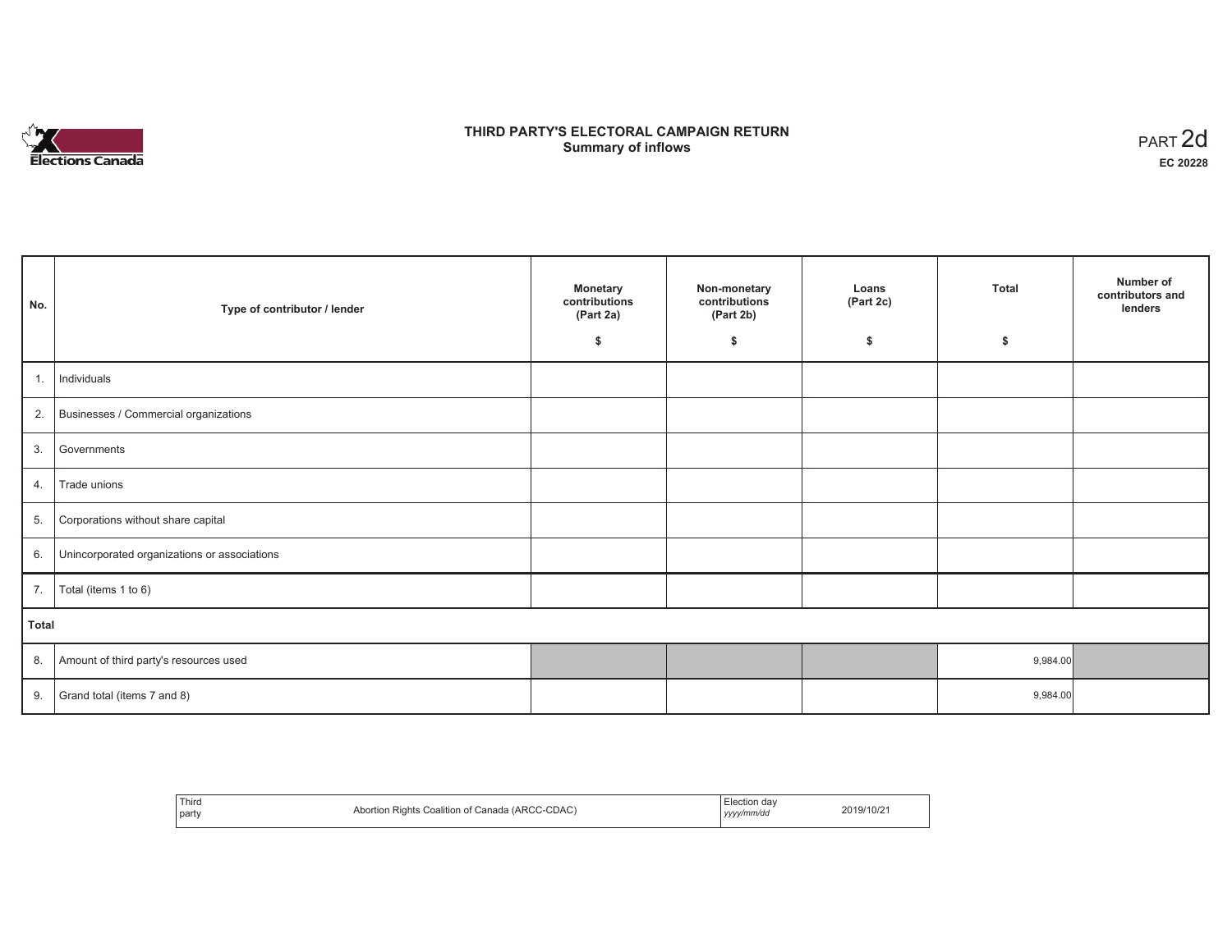# THIRD PARTY'S ELECTORAL CAMPAIGN RETURN
## Summary of inflows

PART 2d

**EC 20228**

| No. | Type of contributor / lender | Monetary contributions (Part 2a) $ | Non-monetary contributions (Part 2b) $ | Loans (Part 2c) $ | Total $ | Number of contributors and lenders |
|---|---|---|---|---|---|---|
| 1. | Individuals | | | | | |
| 2. | Businesses / Commercial organizations | | | | | |
| 3. | Governments | | | | | |
| 4. | Trade unions | | | | | |
| 5. | Corporations without share capital | | | | | |
| 6. | Unincorporated organizations or associations | | | | | |
| 7. | Total (items 1 to 6) | | | | | |
| **Total** | | | | | | |
| 8. | Amount of third party's resources used | | | | 9,984.00 | |
| 9. | Grand total (items 7 and 8) | | | | 9,984.00 | |

| Third party | Abortion Rights Coalition of Canada (ARCC-CDAC) | Election day *yyyy/mm/dd* | 2019/10/21 |
|---|---|---|---|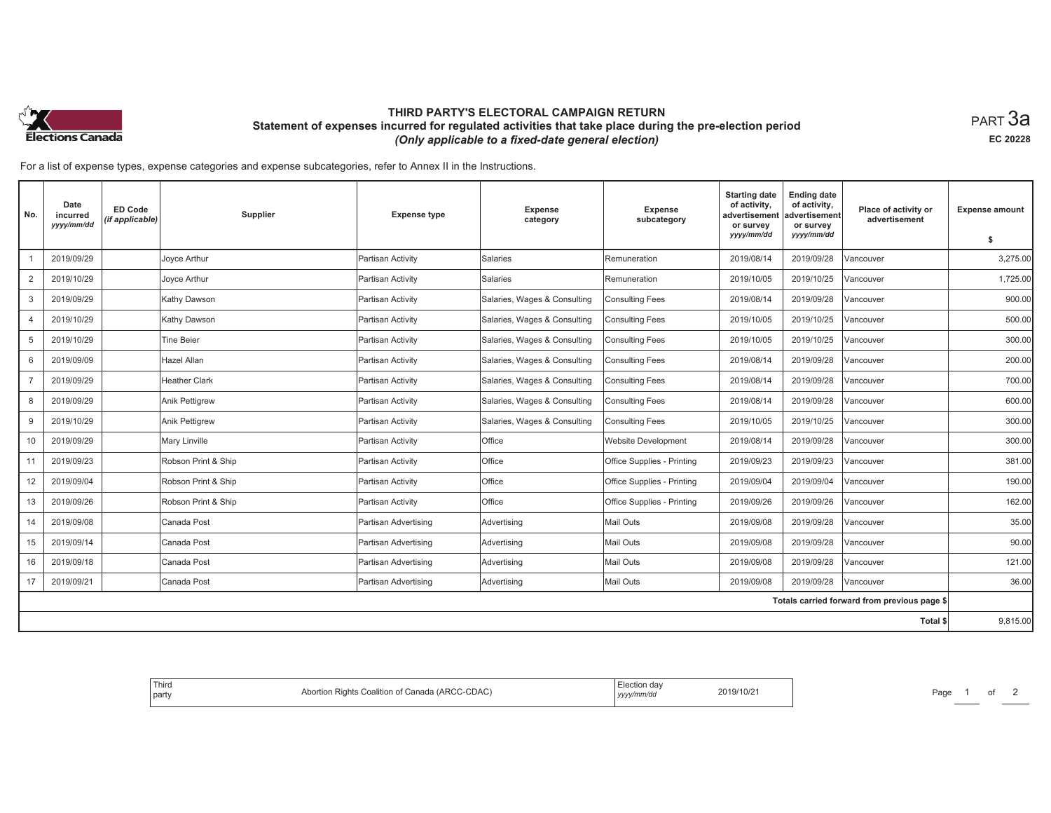# THIRD PARTY'S ELECTORAL CAMPAIGN RETURN

## Statement of expenses incurred for regulated activities that take place during the pre-election period

*(Only applicable to a fixed-date general election)*

PART 3a

EC 20228

For a list of expense types, expense categories and expense subcategories, refer to Annex II in the Instructions.

| No. | Date incurred *yyyy/mm/dd* | ED Code *(if applicable)* | Supplier | Expense type | Expense category | Expense subcategory | Starting date of activity, advertisement or survey *yyyy/mm/dd* | Ending date of activity, advertisement or survey *yyyy/mm/dd* | Place of activity or advertisement | Expense amount $ |
|---|---|---|---|---|---|---|---|---|---|---|
| 1 | 2019/09/29 | | Joyce Arthur | Partisan Activity | Salaries | Remuneration | 2019/08/14 | 2019/09/28 | Vancouver | 3,275.00 |
| 2 | 2019/10/29 | | Joyce Arthur | Partisan Activity | Salaries | Remuneration | 2019/10/05 | 2019/10/25 | Vancouver | 1,725.00 |
| 3 | 2019/09/29 | | Kathy Dawson | Partisan Activity | Salaries, Wages & Consulting | Consulting Fees | 2019/08/14 | 2019/09/28 | Vancouver | 900.00 |
| 4 | 2019/10/29 | | Kathy Dawson | Partisan Activity | Salaries, Wages & Consulting | Consulting Fees | 2019/10/05 | 2019/10/25 | Vancouver | 500.00 |
| 5 | 2019/10/29 | | Tine Beier | Partisan Activity | Salaries, Wages & Consulting | Consulting Fees | 2019/10/05 | 2019/10/25 | Vancouver | 300.00 |
| 6 | 2019/09/09 | | Hazel Allan | Partisan Activity | Salaries, Wages & Consulting | Consulting Fees | 2019/08/14 | 2019/09/28 | Vancouver | 200.00 |
| 7 | 2019/09/29 | | Heather Clark | Partisan Activity | Salaries, Wages & Consulting | Consulting Fees | 2019/08/14 | 2019/09/28 | Vancouver | 700.00 |
| 8 | 2019/09/29 | | Anik Pettigrew | Partisan Activity | Salaries, Wages & Consulting | Consulting Fees | 2019/08/14 | 2019/09/28 | Vancouver | 600.00 |
| 9 | 2019/10/29 | | Anik Pettigrew | Partisan Activity | Salaries, Wages & Consulting | Consulting Fees | 2019/10/05 | 2019/10/25 | Vancouver | 300.00 |
| 10 | 2019/09/29 | | Mary Linville | Partisan Activity | Office | Website Development | 2019/08/14 | 2019/09/28 | Vancouver | 300.00 |
| 11 | 2019/09/23 | | Robson Print & Ship | Partisan Activity | Office | Office Supplies - Printing | 2019/09/23 | 2019/09/23 | Vancouver | 381.00 |
| 12 | 2019/09/04 | | Robson Print & Ship | Partisan Activity | Office | Office Supplies - Printing | 2019/09/04 | 2019/09/04 | Vancouver | 190.00 |
| 13 | 2019/09/26 | | Robson Print & Ship | Partisan Activity | Office | Office Supplies - Printing | 2019/09/26 | 2019/09/26 | Vancouver | 162.00 |
| 14 | 2019/09/08 | | Canada Post | Partisan Advertising | Advertising | Mail Outs | 2019/09/08 | 2019/09/28 | Vancouver | 35.00 |
| 15 | 2019/09/14 | | Canada Post | Partisan Advertising | Advertising | Mail Outs | 2019/09/08 | 2019/09/28 | Vancouver | 90.00 |
| 16 | 2019/09/18 | | Canada Post | Partisan Advertising | Advertising | Mail Outs | 2019/09/08 | 2019/09/28 | Vancouver | 121.00 |
| 17 | 2019/09/21 | | Canada Post | Partisan Advertising | Advertising | Mail Outs | 2019/09/08 | 2019/09/28 | Vancouver | 36.00 |
| | | | | | | | | | Totals carried forward from previous page $ | |
| | | | | | | | | | Total $ | 9,815.00 |

| Third party | Abortion Rights Coalition of Canada (ARCC-CDAC) | Election day *yyyy/mm/dd* | 2019/10/21 |
|---|---|---|---|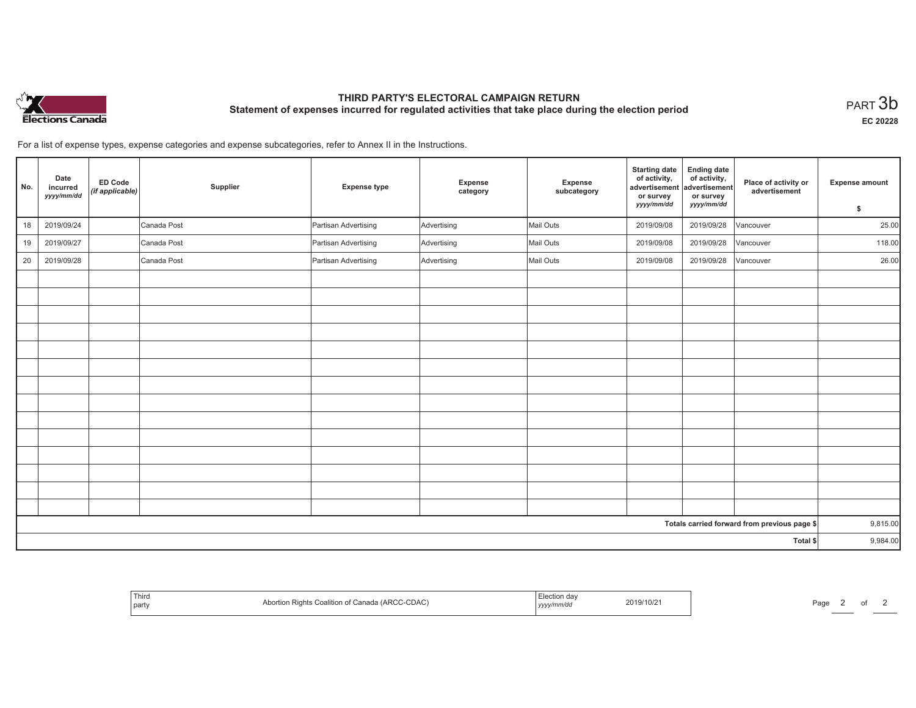Elections Canada

# THIRD PARTY'S ELECTORAL CAMPAIGN RETURN

## Statement of expenses incurred for regulated activities that take place during the election period

PART 3b

EC 20228

For a list of expense types, expense categories and expense subcategories, refer to Annex II in the Instructions.

| No. | Date incurred *yyyy/mm/dd* | ED Code *(if applicable)* | Supplier | Expense type | Expense category | Expense subcategory | Starting date of activity, advertisement or survey *yyyy/mm/dd* | Ending date of activity, advertisement or survey *yyyy/mm/dd* | Place of activity or advertisement | Expense amount $ |
|---|---|---|---|---|---|---|---|---|---|---|
| 18 | 2019/09/24 | | Canada Post | Partisan Advertising | Advertising | Mail Outs | 2019/09/08 | 2019/09/28 | Vancouver | 25.00 |
| 19 | 2019/09/27 | | Canada Post | Partisan Advertising | Advertising | Mail Outs | 2019/09/08 | 2019/09/28 | Vancouver | 118.00 |
| 20 | 2019/09/28 | | Canada Post | Partisan Advertising | Advertising | Mail Outs | 2019/09/08 | 2019/09/28 | Vancouver | 26.00 |
| | | | | | | | | | | |
| | | | | | | | | | | |
| | | | | | | | | | | |
| | | | | | | | | | | |
| | | | | | | | | | | |
| | | | | | | | | | | |
| | | | | | | | | | | |
| | | | | | | | | | | |
| | | | | | | | | | | |
| | | | | | | | | | | |
| | | | | | | | | | | |
| | | | | | | | | | | |
| | | | | | | | | | | |
| | | | | | | | | | | |
| | | | | | | | | | Totals carried forward from previous page $ | 9,815.00 |
| | | | | | | | | | Total $ | 9,984.00 |

| Third party | Abortion Rights Coalition of Canada (ARCC-CDAC) | Election day *yyyy/mm/dd* | 2019/10/21 |
|---|---|---|---|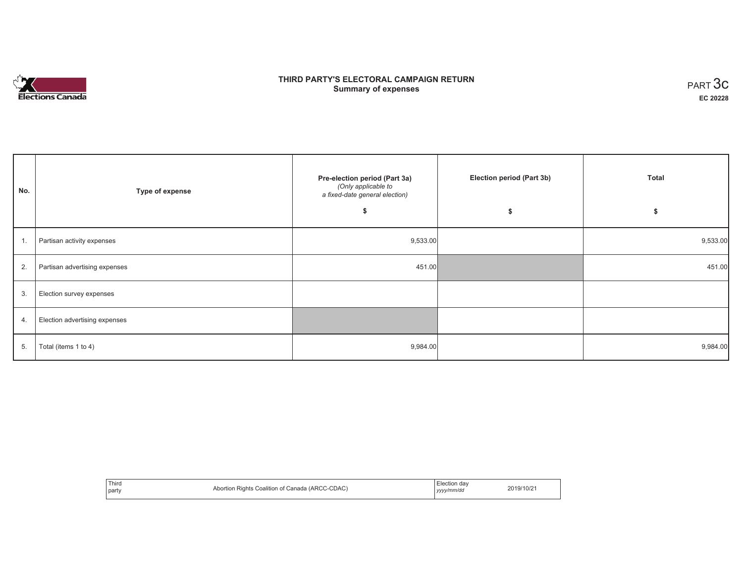Elections Canada

# THIRD PARTY'S ELECTORAL CAMPAIGN RETURN
## Summary of expenses

PART 3c
**EC 20228**

| No. | Type of expense | Pre-election period (Part 3a) *(Only applicable to a fixed-date general election)* $ | Election period (Part 3b) $ | Total $ |
|---|---|---|---|---|
| 1. | Partisan activity expenses | 9,533.00 | | 9,533.00 |
| 2. | Partisan advertising expenses | 451.00 | | 451.00 |
| 3. | Election survey expenses | | | |
| 4. | Election advertising expenses | | | |
| 5. | Total (items 1 to 4) | 9,984.00 | | 9,984.00 |

| Third party | Abortion Rights Coalition of Canada (ARCC-CDAC) | Election day *yyyy/mm/dd* | 2019/10/21 |
|---|---|---|---|